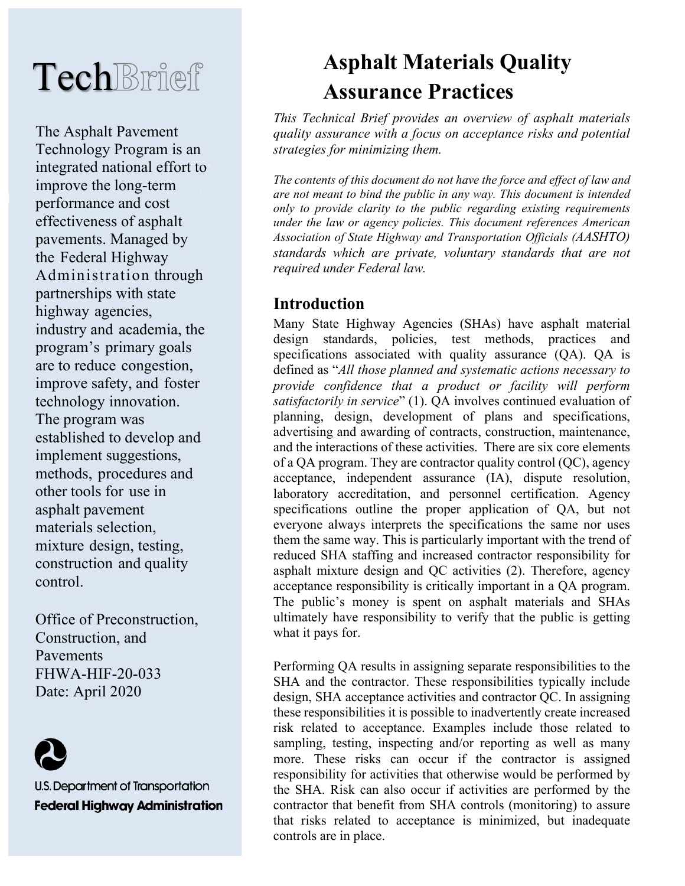# TechBrief

The Asphalt Pavement Technology Program is an integrated national effort to improve the long-term performance and cost effectiveness of asphalt pavements. Managed by the Federal Highway Administration through partnerships with state highway agencies, industry and academia, the program's primary goals are to reduce congestion, improve safety, and foster technology innovation. The program was established to develop and implement suggestions, methods, procedures and other tools for use in asphalt pavement materials selection, mixture design, testing, construction and quality control.

Office of Preconstruction, Construction, and Pavements
FHWA-HIF-20-033
Date: April 2020

U.S. Department of Transportation
**Federal Highway Administration**

# Asphalt Materials Quality Assurance Practices

*This Technical Brief provides an overview of asphalt materials quality assurance with a focus on acceptance risks and potential strategies for minimizing them.*

*The contents of this document do not have the force and effect of law and are not meant to bind the public in any way. This document is intended only to provide clarity to the public regarding existing requirements under the law or agency policies. This document references American Association of State Highway and Transportation Officials (AASHTO) standards which are private, voluntary standards that are not required under Federal law.*

## Introduction

Many State Highway Agencies (SHAs) have asphalt material design standards, policies, test methods, practices and specifications associated with quality assurance (QA). QA is defined as "*All those planned and systematic actions necessary to provide confidence that a product or facility will perform satisfactorily in service*" (1). QA involves continued evaluation of planning, design, development of plans and specifications, advertising and awarding of contracts, construction, maintenance, and the interactions of these activities. There are six core elements of a QA program. They are contractor quality control (QC), agency acceptance, independent assurance (IA), dispute resolution, laboratory accreditation, and personnel certification. Agency specifications outline the proper application of QA, but not everyone always interprets the specifications the same nor uses them the same way. This is particularly important with the trend of reduced SHA staffing and increased contractor responsibility for asphalt mixture design and QC activities (2). Therefore, agency acceptance responsibility is critically important in a QA program. The public's money is spent on asphalt materials and SHAs ultimately have responsibility to verify that the public is getting what it pays for.

Performing QA results in assigning separate responsibilities to the SHA and the contractor. These responsibilities typically include design, SHA acceptance activities and contractor QC. In assigning these responsibilities it is possible to inadvertently create increased risk related to acceptance. Examples include those related to sampling, testing, inspecting and/or reporting as well as many more. These risks can occur if the contractor is assigned responsibility for activities that otherwise would be performed by the SHA. Risk can also occur if activities are performed by the contractor that benefit from SHA controls (monitoring) to assure that risks related to acceptance is minimized, but inadequate controls are in place.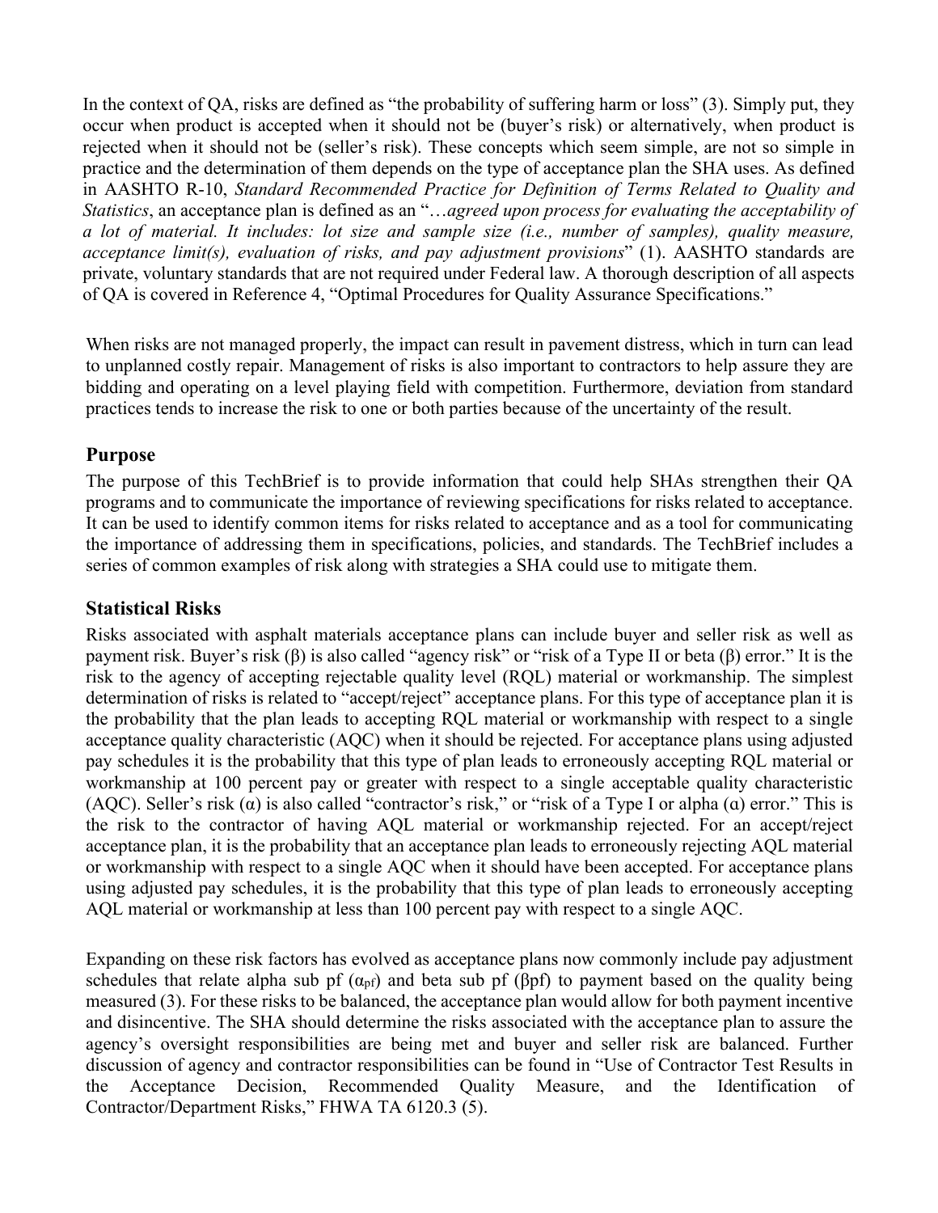In the context of QA, risks are defined as "the probability of suffering harm or loss" (3). Simply put, they occur when product is accepted when it should not be (buyer's risk) or alternatively, when product is rejected when it should not be (seller's risk). These concepts which seem simple, are not so simple in practice and the determination of them depends on the type of acceptance plan the SHA uses. As defined in AASHTO R-10, *Standard Recommended Practice for Definition of Terms Related to Quality and Statistics*, an acceptance plan is defined as an "…*agreed upon process for evaluating the acceptability of a lot of material. It includes: lot size and sample size (i.e., number of samples), quality measure, acceptance limit(s), evaluation of risks, and pay adjustment provisions*" (1). AASHTO standards are private, voluntary standards that are not required under Federal law. A thorough description of all aspects of QA is covered in Reference 4, "Optimal Procedures for Quality Assurance Specifications."

When risks are not managed properly, the impact can result in pavement distress, which in turn can lead to unplanned costly repair. Management of risks is also important to contractors to help assure they are bidding and operating on a level playing field with competition. Furthermore, deviation from standard practices tends to increase the risk to one or both parties because of the uncertainty of the result.

## Purpose

The purpose of this TechBrief is to provide information that could help SHAs strengthen their QA programs and to communicate the importance of reviewing specifications for risks related to acceptance. It can be used to identify common items for risks related to acceptance and as a tool for communicating the importance of addressing them in specifications, policies, and standards. The TechBrief includes a series of common examples of risk along with strategies a SHA could use to mitigate them.

## Statistical Risks

Risks associated with asphalt materials acceptance plans can include buyer and seller risk as well as payment risk. Buyer's risk ($\beta$) is also called "agency risk" or "risk of a Type II or beta ($\beta$) error." It is the risk to the agency of accepting rejectable quality level (RQL) material or workmanship. The simplest determination of risks is related to "accept/reject" acceptance plans. For this type of acceptance plan it is the probability that the plan leads to accepting RQL material or workmanship with respect to a single acceptance quality characteristic (AQC) when it should be rejected. For acceptance plans using adjusted pay schedules it is the probability that this type of plan leads to erroneously accepting RQL material or workmanship at 100 percent pay or greater with respect to a single acceptable quality characteristic (AQC). Seller's risk ($\alpha$) is also called "contractor's risk," or "risk of a Type I or alpha ($\alpha$) error." This is the risk to the contractor of having AQL material or workmanship rejected. For an accept/reject acceptance plan, it is the probability that an acceptance plan leads to erroneously rejecting AQL material or workmanship with respect to a single AQC when it should have been accepted. For acceptance plans using adjusted pay schedules, it is the probability that this type of plan leads to erroneously accepting AQL material or workmanship at less than 100 percent pay with respect to a single AQC.

Expanding on these risk factors has evolved as acceptance plans now commonly include pay adjustment schedules that relate alpha sub pf ($\alpha_{pf}$) and beta sub pf ($\beta pf$) to payment based on the quality being measured (3). For these risks to be balanced, the acceptance plan would allow for both payment incentive and disincentive. The SHA should determine the risks associated with the acceptance plan to assure the agency's oversight responsibilities are being met and buyer and seller risk are balanced. Further discussion of agency and contractor responsibilities can be found in "Use of Contractor Test Results in the Acceptance Decision, Recommended Quality Measure, and the Identification of Contractor/Department Risks," FHWA TA 6120.3 (5).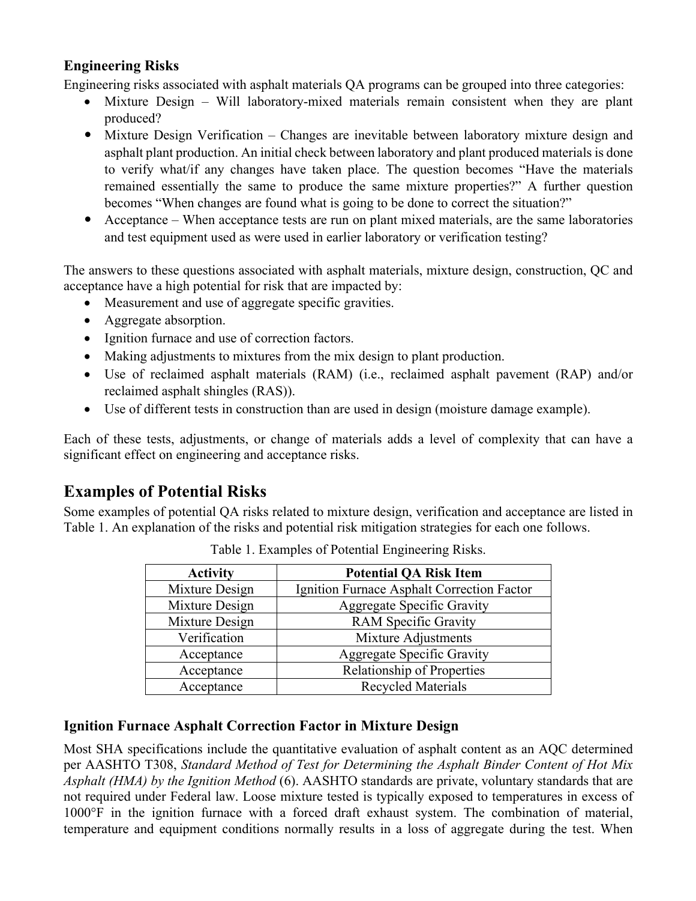### Engineering Risks

Engineering risks associated with asphalt materials QA programs can be grouped into three categories:

- Mixture Design – Will laboratory-mixed materials remain consistent when they are plant produced?
- Mixture Design Verification – Changes are inevitable between laboratory mixture design and asphalt plant production. An initial check between laboratory and plant produced materials is done to verify what/if any changes have taken place. The question becomes "Have the materials remained essentially the same to produce the same mixture properties?" A further question becomes "When changes are found what is going to be done to correct the situation?"
- Acceptance – When acceptance tests are run on plant mixed materials, are the same laboratories and test equipment used as were used in earlier laboratory or verification testing?

The answers to these questions associated with asphalt materials, mixture design, construction, QC and acceptance have a high potential for risk that are impacted by:

- Measurement and use of aggregate specific gravities.
- Aggregate absorption.
- Ignition furnace and use of correction factors.
- Making adjustments to mixtures from the mix design to plant production.
- Use of reclaimed asphalt materials (RAM) (i.e., reclaimed asphalt pavement (RAP) and/or reclaimed asphalt shingles (RAS)).
- Use of different tests in construction than are used in design (moisture damage example).

Each of these tests, adjustments, or change of materials adds a level of complexity that can have a significant effect on engineering and acceptance risks.

## Examples of Potential Risks

Some examples of potential QA risks related to mixture design, verification and acceptance are listed in Table 1. An explanation of the risks and potential risk mitigation strategies for each one follows.

Table 1. Examples of Potential Engineering Risks.

| Activity | Potential QA Risk Item |
|---|---|
| Mixture Design | Ignition Furnace Asphalt Correction Factor |
| Mixture Design | Aggregate Specific Gravity |
| Mixture Design | RAM Specific Gravity |
| Verification | Mixture Adjustments |
| Acceptance | Aggregate Specific Gravity |
| Acceptance | Relationship of Properties |
| Acceptance | Recycled Materials |

### Ignition Furnace Asphalt Correction Factor in Mixture Design

Most SHA specifications include the quantitative evaluation of asphalt content as an AQC determined per AASHTO T308, *Standard Method of Test for Determining the Asphalt Binder Content of Hot Mix Asphalt (HMA) by the Ignition Method* (6). AASHTO standards are private, voluntary standards that are not required under Federal law. Loose mixture tested is typically exposed to temperatures in excess of 1000°F in the ignition furnace with a forced draft exhaust system. The combination of material, temperature and equipment conditions normally results in a loss of aggregate during the test. When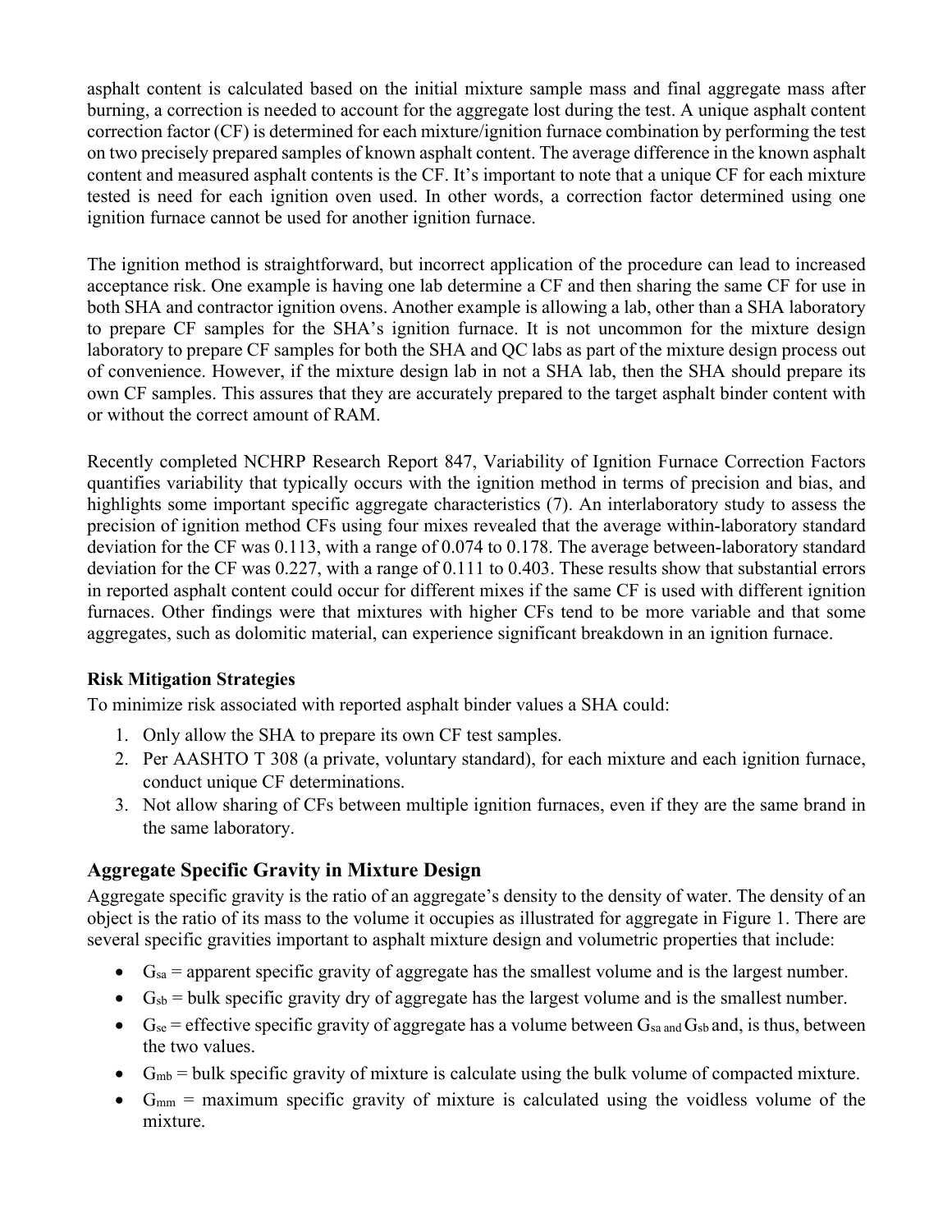asphalt content is calculated based on the initial mixture sample mass and final aggregate mass after burning, a correction is needed to account for the aggregate lost during the test. A unique asphalt content correction factor (CF) is determined for each mixture/ignition furnace combination by performing the test on two precisely prepared samples of known asphalt content. The average difference in the known asphalt content and measured asphalt contents is the CF. It's important to note that a unique CF for each mixture tested is need for each ignition oven used. In other words, a correction factor determined using one ignition furnace cannot be used for another ignition furnace.

The ignition method is straightforward, but incorrect application of the procedure can lead to increased acceptance risk. One example is having one lab determine a CF and then sharing the same CF for use in both SHA and contractor ignition ovens. Another example is allowing a lab, other than a SHA laboratory to prepare CF samples for the SHA's ignition furnace. It is not uncommon for the mixture design laboratory to prepare CF samples for both the SHA and QC labs as part of the mixture design process out of convenience. However, if the mixture design lab in not a SHA lab, then the SHA should prepare its own CF samples. This assures that they are accurately prepared to the target asphalt binder content with or without the correct amount of RAM.

Recently completed NCHRP Research Report 847, Variability of Ignition Furnace Correction Factors quantifies variability that typically occurs with the ignition method in terms of precision and bias, and highlights some important specific aggregate characteristics (7). An interlaboratory study to assess the precision of ignition method CFs using four mixes revealed that the average within-laboratory standard deviation for the CF was 0.113, with a range of 0.074 to 0.178. The average between-laboratory standard deviation for the CF was 0.227, with a range of 0.111 to 0.403. These results show that substantial errors in reported asphalt content could occur for different mixes if the same CF is used with different ignition furnaces. Other findings were that mixtures with higher CFs tend to be more variable and that some aggregates, such as dolomitic material, can experience significant breakdown in an ignition furnace.

**Risk Mitigation Strategies**

To minimize risk associated with reported asphalt binder values a SHA could:

1. Only allow the SHA to prepare its own CF test samples.
2. Per AASHTO T 308 (a private, voluntary standard), for each mixture and each ignition furnace, conduct unique CF determinations.
3. Not allow sharing of CFs between multiple ignition furnaces, even if they are the same brand in the same laboratory.

## Aggregate Specific Gravity in Mixture Design

Aggregate specific gravity is the ratio of an aggregate's density to the density of water. The density of an object is the ratio of its mass to the volume it occupies as illustrated for aggregate in Figure 1. There are several specific gravities important to asphalt mixture design and volumetric properties that include:

- $G_{sa}$ = apparent specific gravity of aggregate has the smallest volume and is the largest number.
- $G_{sb}$ = bulk specific gravity dry of aggregate has the largest volume and is the smallest number.
- $G_{se}$ = effective specific gravity of aggregate has a volume between $G_{sa}$ and $G_{sb}$ and, is thus, between the two values.
- $G_{mb}$ = bulk specific gravity of mixture is calculate using the bulk volume of compacted mixture.
- $G_{mm}$ = maximum specific gravity of mixture is calculated using the voidless volume of the mixture.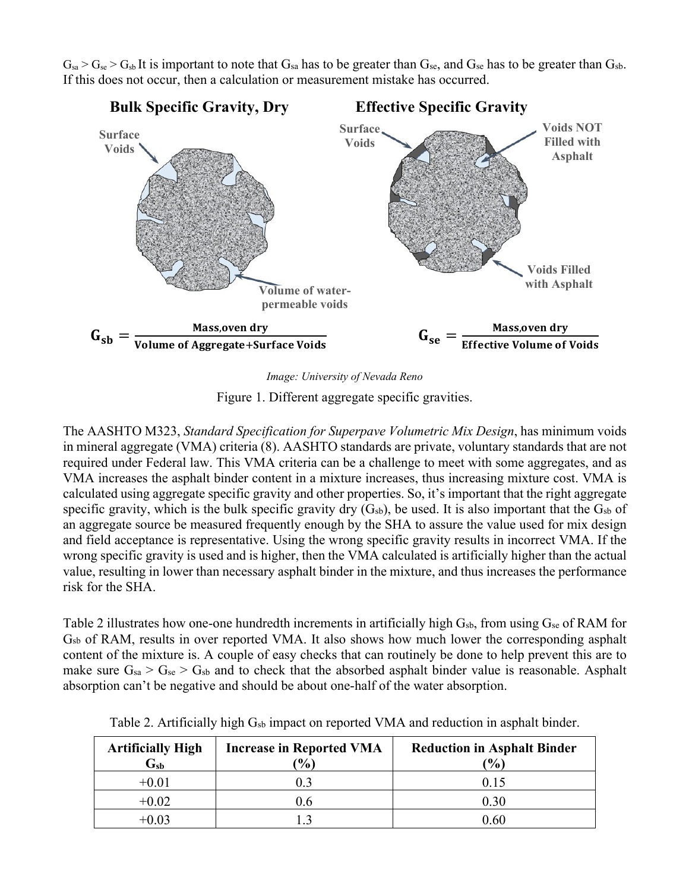$G_{sa} > G_{se} > G_{sb}$ It is important to note that $G_{sa}$ has to be greater than $G_{se}$, and $G_{se}$ has to be greater than $G_{sb}$. If this does not occur, then a calculation or measurement mistake has occurred.

**Bulk Specific Gravity, Dry**

$$G_{sb} = \frac{\text{Mass,oven dry}}{\text{Volume of Aggregate+Surface Voids}}$$

**Effective Specific Gravity**

$$G_{se} = \frac{\text{Mass,oven dry}}{\text{Effective Volume of Voids}}$$

*Image: University of Nevada Reno*

Figure 1. Different aggregate specific gravities.

The AASHTO M323, *Standard Specification for Superpave Volumetric Mix Design*, has minimum voids in mineral aggregate (VMA) criteria (8). AASHTO standards are private, voluntary standards that are not required under Federal law. This VMA criteria can be a challenge to meet with some aggregates, and as VMA increases the asphalt binder content in a mixture increases, thus increasing mixture cost. VMA is calculated using aggregate specific gravity and other properties. So, it's important that the right aggregate specific gravity, which is the bulk specific gravity dry ($G_{sb}$), be used. It is also important that the $G_{sb}$ of an aggregate source be measured frequently enough by the SHA to assure the value used for mix design and field acceptance is representative. Using the wrong specific gravity results in incorrect VMA. If the wrong specific gravity is used and is higher, then the VMA calculated is artificially higher than the actual value, resulting in lower than necessary asphalt binder in the mixture, and thus increases the performance risk for the SHA.

Table 2 illustrates how one-one hundredth increments in artificially high $G_{sb}$, from using $G_{se}$ of RAM for $G_{sb}$ of RAM, results in over reported VMA. It also shows how much lower the corresponding asphalt content of the mixture is. A couple of easy checks that can routinely be done to help prevent this are to make sure $G_{sa} > G_{se} > G_{sb}$ and to check that the absorbed asphalt binder value is reasonable. Asphalt absorption can't be negative and should be about one-half of the water absorption.

Table 2. Artificially high $G_{sb}$ impact on reported VMA and reduction in asphalt binder.

| Artificially High $G_{sb}$ | Increase in Reported VMA (%) | Reduction in Asphalt Binder (%) |
|---|---|---|
| +0.01 | 0.3 | 0.15 |
| +0.02 | 0.6 | 0.30 |
| +0.03 | 1.3 | 0.60 |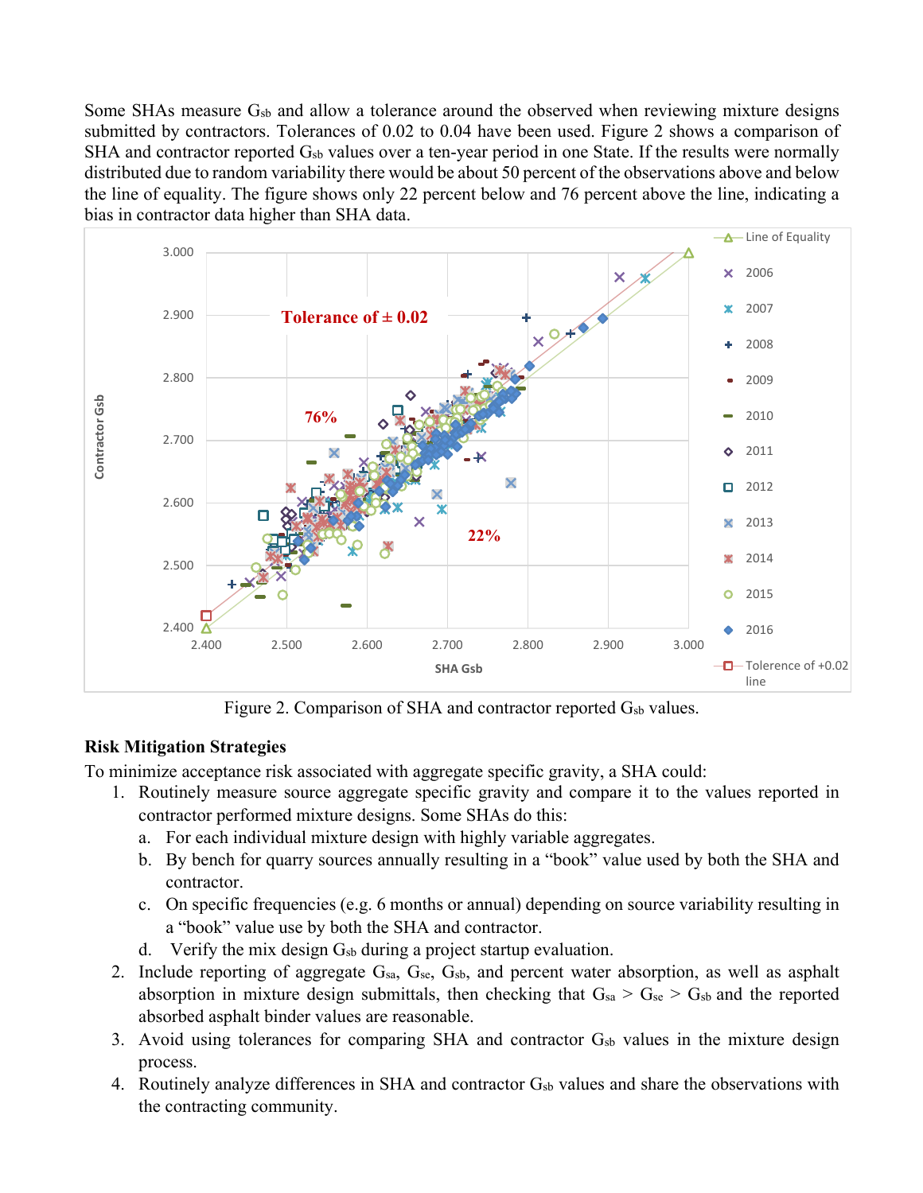Some SHAs measure $G_{sb}$ and allow a tolerance around the observed when reviewing mixture designs submitted by contractors. Tolerances of 0.02 to 0.04 have been used. Figure 2 shows a comparison of SHA and contractor reported $G_{sb}$ values over a ten-year period in one State. If the results were normally distributed due to random variability there would be about 50 percent of the observations above and below the line of equality. The figure shows only 22 percent below and 76 percent above the line, indicating a bias in contractor data higher than SHA data.

Figure 2. Comparison of SHA and contractor reported $G_{sb}$ values.

## Risk Mitigation Strategies

To minimize acceptance risk associated with aggregate specific gravity, a SHA could:

1. Routinely measure source aggregate specific gravity and compare it to the values reported in contractor performed mixture designs. Some SHAs do this:
   a. For each individual mixture design with highly variable aggregates.
   b. By bench for quarry sources annually resulting in a "book" value used by both the SHA and contractor.
   c. On specific frequencies (e.g. 6 months or annual) depending on source variability resulting in a "book" value use by both the SHA and contractor.
   d. Verify the mix design $G_{sb}$ during a project startup evaluation.
2. Include reporting of aggregate $G_{sa}$, $G_{se}$, $G_{sb}$, and percent water absorption, as well as asphalt absorption in mixture design submittals, then checking that $G_{sa} > G_{se} > G_{sb}$ and the reported absorbed asphalt binder values are reasonable.
3. Avoid using tolerances for comparing SHA and contractor $G_{sb}$ values in the mixture design process.
4. Routinely analyze differences in SHA and contractor $G_{sb}$ values and share the observations with the contracting community.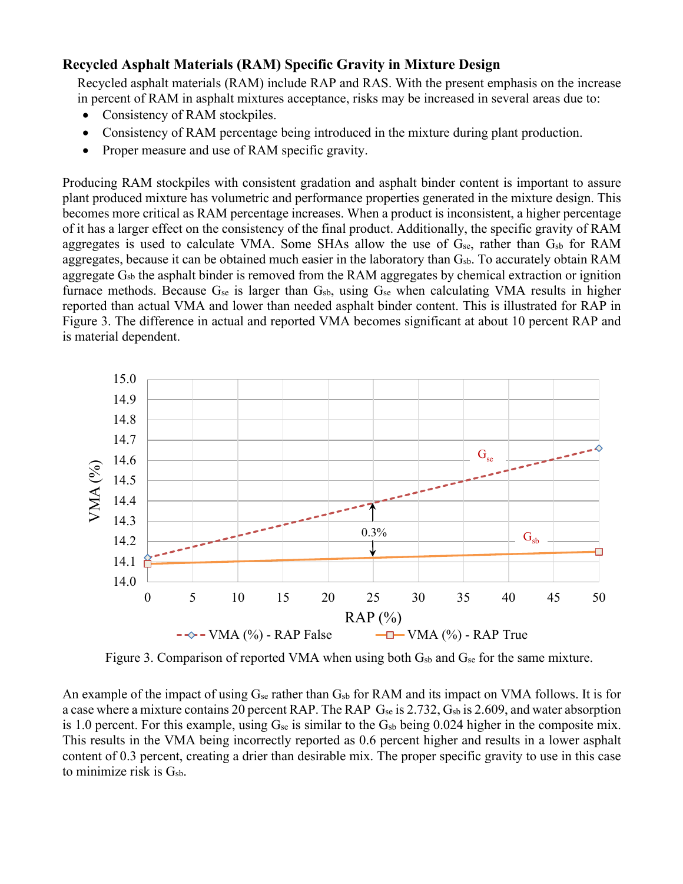### Recycled Asphalt Materials (RAM) Specific Gravity in Mixture Design

Recycled asphalt materials (RAM) include RAP and RAS. With the present emphasis on the increase in percent of RAM in asphalt mixtures acceptance, risks may be increased in several areas due to:

- Consistency of RAM stockpiles.
- Consistency of RAM percentage being introduced in the mixture during plant production.
- Proper measure and use of RAM specific gravity.

Producing RAM stockpiles with consistent gradation and asphalt binder content is important to assure plant produced mixture has volumetric and performance properties generated in the mixture design. This becomes more critical as RAM percentage increases. When a product is inconsistent, a higher percentage of it has a larger effect on the consistency of the final product. Additionally, the specific gravity of RAM aggregates is used to calculate VMA. Some SHAs allow the use of $G_{se}$, rather than $G_{sb}$ for RAM aggregates, because it can be obtained much easier in the laboratory than $G_{sb}$. To accurately obtain RAM aggregate $G_{sb}$ the asphalt binder is removed from the RAM aggregates by chemical extraction or ignition furnace methods. Because $G_{se}$ is larger than $G_{sb}$, using $G_{se}$ when calculating VMA results in higher reported than actual VMA and lower than needed asphalt binder content. This is illustrated for RAP in Figure 3. The difference in actual and reported VMA becomes significant at about 10 percent RAP and is material dependent.

Figure 3. Comparison of reported VMA when using both $G_{sb}$ and $G_{se}$ for the same mixture.

An example of the impact of using $G_{se}$ rather than $G_{sb}$ for RAM and its impact on VMA follows. It is for a case where a mixture contains 20 percent RAP. The RAP $G_{se}$ is 2.732, $G_{sb}$ is 2.609, and water absorption is 1.0 percent. For this example, using $G_{se}$ is similar to the $G_{sb}$ being 0.024 higher in the composite mix. This results in the VMA being incorrectly reported as 0.6 percent higher and results in a lower asphalt content of 0.3 percent, creating a drier than desirable mix. The proper specific gravity to use in this case to minimize risk is $G_{sb}$.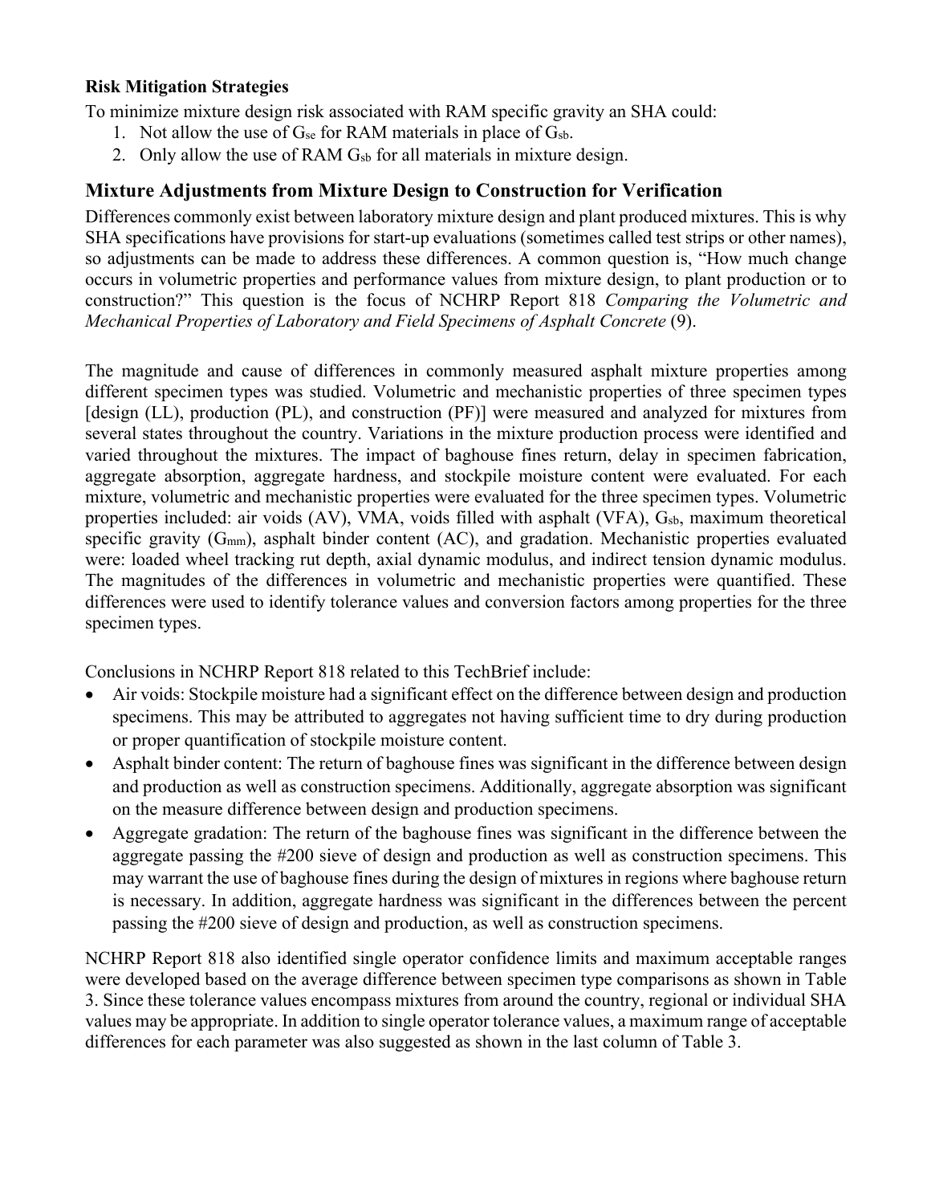**Risk Mitigation Strategies**

To minimize mixture design risk associated with RAM specific gravity an SHA could:

1. Not allow the use of $G_{se}$ for RAM materials in place of $G_{sb}$.
2. Only allow the use of RAM $G_{sb}$ for all materials in mixture design.

## Mixture Adjustments from Mixture Design to Construction for Verification

Differences commonly exist between laboratory mixture design and plant produced mixtures. This is why SHA specifications have provisions for start-up evaluations (sometimes called test strips or other names), so adjustments can be made to address these differences. A common question is, "How much change occurs in volumetric properties and performance values from mixture design, to plant production or to construction?" This question is the focus of NCHRP Report 818 *Comparing the Volumetric and Mechanical Properties of Laboratory and Field Specimens of Asphalt Concrete* (9).

The magnitude and cause of differences in commonly measured asphalt mixture properties among different specimen types was studied. Volumetric and mechanistic properties of three specimen types [design (LL), production (PL), and construction (PF)] were measured and analyzed for mixtures from several states throughout the country. Variations in the mixture production process were identified and varied throughout the mixtures. The impact of baghouse fines return, delay in specimen fabrication, aggregate absorption, aggregate hardness, and stockpile moisture content were evaluated. For each mixture, volumetric and mechanistic properties were evaluated for the three specimen types. Volumetric properties included: air voids (AV), VMA, voids filled with asphalt (VFA), $G_{sb}$, maximum theoretical specific gravity ($G_{mm}$), asphalt binder content (AC), and gradation. Mechanistic properties evaluated were: loaded wheel tracking rut depth, axial dynamic modulus, and indirect tension dynamic modulus. The magnitudes of the differences in volumetric and mechanistic properties were quantified. These differences were used to identify tolerance values and conversion factors among properties for the three specimen types.

Conclusions in NCHRP Report 818 related to this TechBrief include:

- Air voids: Stockpile moisture had a significant effect on the difference between design and production specimens. This may be attributed to aggregates not having sufficient time to dry during production or proper quantification of stockpile moisture content.
- Asphalt binder content: The return of baghouse fines was significant in the difference between design and production as well as construction specimens. Additionally, aggregate absorption was significant on the measure difference between design and production specimens.
- Aggregate gradation: The return of the baghouse fines was significant in the difference between the aggregate passing the #200 sieve of design and production as well as construction specimens. This may warrant the use of baghouse fines during the design of mixtures in regions where baghouse return is necessary. In addition, aggregate hardness was significant in the differences between the percent passing the #200 sieve of design and production, as well as construction specimens.

NCHRP Report 818 also identified single operator confidence limits and maximum acceptable ranges were developed based on the average difference between specimen type comparisons as shown in Table 3. Since these tolerance values encompass mixtures from around the country, regional or individual SHA values may be appropriate. In addition to single operator tolerance values, a maximum range of acceptable differences for each parameter was also suggested as shown in the last column of Table 3.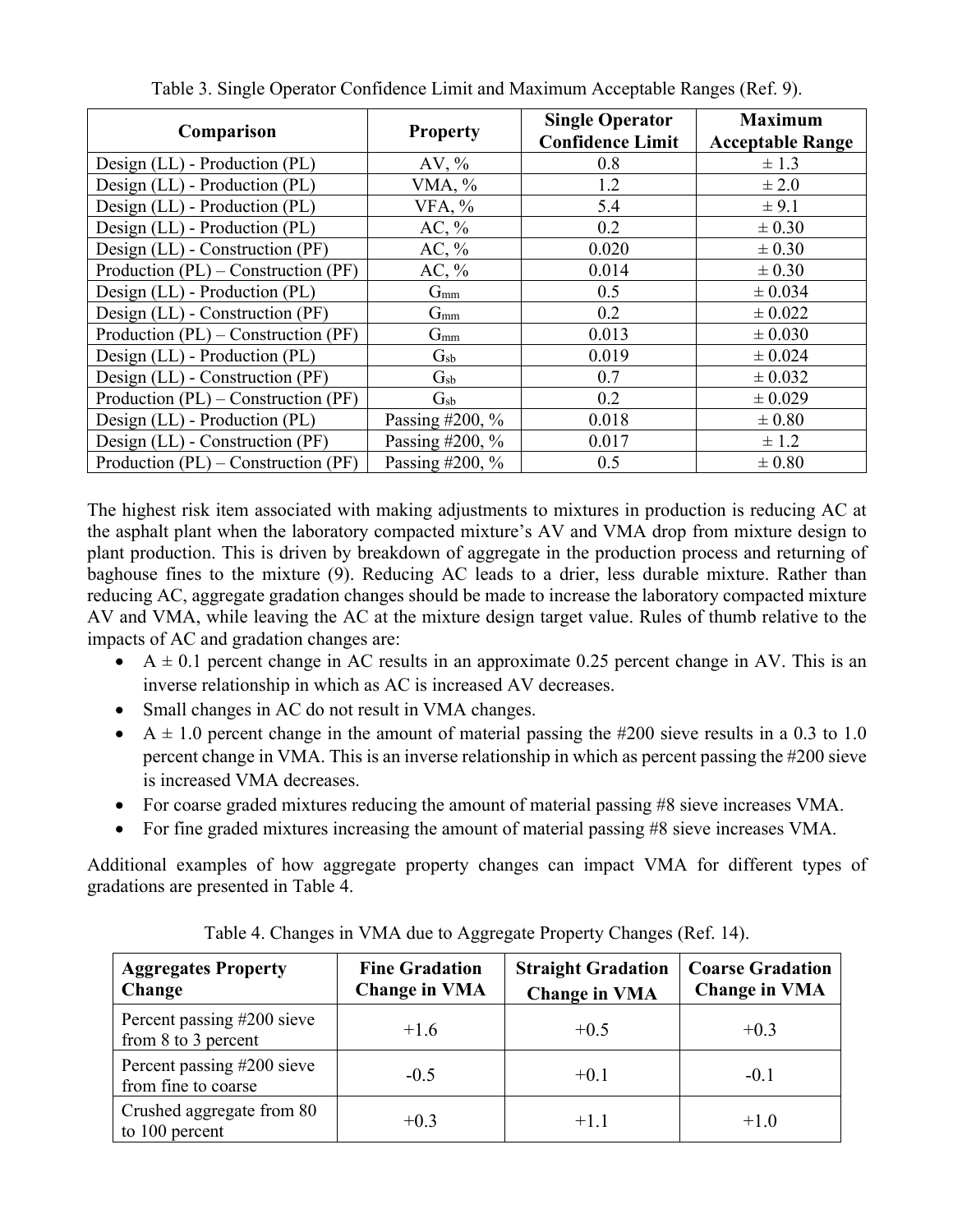Table 3. Single Operator Confidence Limit and Maximum Acceptable Ranges (Ref. 9).

| Comparison | Property | Single Operator Confidence Limit | Maximum Acceptable Range |
|---|---|---|---|
| Design (LL) - Production (PL) | AV, % | 0.8 | ± 1.3 |
| Design (LL) - Production (PL) | VMA, % | 1.2 | ± 2.0 |
| Design (LL) - Production (PL) | VFA, % | 5.4 | ± 9.1 |
| Design (LL) - Production (PL) | AC, % | 0.2 | ± 0.30 |
| Design (LL) - Construction (PF) | AC, % | 0.020 | ± 0.30 |
| Production (PL) – Construction (PF) | AC, % | 0.014 | ± 0.30 |
| Design (LL) - Production (PL) | $G_{mm}$ | 0.5 | ± 0.034 |
| Design (LL) - Construction (PF) | $G_{mm}$ | 0.2 | ± 0.022 |
| Production (PL) – Construction (PF) | $G_{mm}$ | 0.013 | ± 0.030 |
| Design (LL) - Production (PL) | $G_{sb}$ | 0.019 | ± 0.024 |
| Design (LL) - Construction (PF) | $G_{sb}$ | 0.7 | ± 0.032 |
| Production (PL) – Construction (PF) | $G_{sb}$ | 0.2 | ± 0.029 |
| Design (LL) - Production (PL) | Passing #200, % | 0.018 | ± 0.80 |
| Design (LL) - Construction (PF) | Passing #200, % | 0.017 | ± 1.2 |
| Production (PL) – Construction (PF) | Passing #200, % | 0.5 | ± 0.80 |

The highest risk item associated with making adjustments to mixtures in production is reducing AC at the asphalt plant when the laboratory compacted mixture's AV and VMA drop from mixture design to plant production. This is driven by breakdown of aggregate in the production process and returning of baghouse fines to the mixture (9). Reducing AC leads to a drier, less durable mixture. Rather than reducing AC, aggregate gradation changes should be made to increase the laboratory compacted mixture AV and VMA, while leaving the AC at the mixture design target value. Rules of thumb relative to the impacts of AC and gradation changes are:

- A ± 0.1 percent change in AC results in an approximate 0.25 percent change in AV. This is an inverse relationship in which as AC is increased AV decreases.
- Small changes in AC do not result in VMA changes.
- A ± 1.0 percent change in the amount of material passing the #200 sieve results in a 0.3 to 1.0 percent change in VMA. This is an inverse relationship in which as percent passing the #200 sieve is increased VMA decreases.
- For coarse graded mixtures reducing the amount of material passing #8 sieve increases VMA.
- For fine graded mixtures increasing the amount of material passing #8 sieve increases VMA.

Additional examples of how aggregate property changes can impact VMA for different types of gradations are presented in Table 4.

Table 4. Changes in VMA due to Aggregate Property Changes (Ref. 14).

| Aggregates Property Change | Fine Gradation Change in VMA | Straight Gradation Change in VMA | Coarse Gradation Change in VMA |
|---|---|---|---|
| Percent passing #200 sieve from 8 to 3 percent | +1.6 | +0.5 | +0.3 |
| Percent passing #200 sieve from fine to coarse | -0.5 | +0.1 | -0.1 |
| Crushed aggregate from 80 to 100 percent | +0.3 | +1.1 | +1.0 |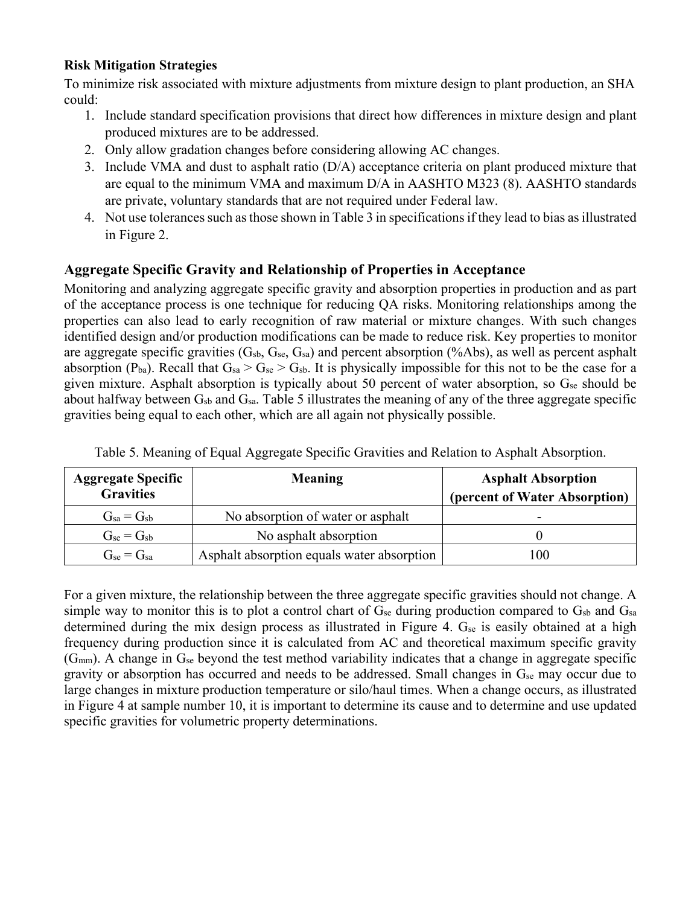**Risk Mitigation Strategies**

To minimize risk associated with mixture adjustments from mixture design to plant production, an SHA could:

1. Include standard specification provisions that direct how differences in mixture design and plant produced mixtures are to be addressed.
2. Only allow gradation changes before considering allowing AC changes.
3. Include VMA and dust to asphalt ratio (D/A) acceptance criteria on plant produced mixture that are equal to the minimum VMA and maximum D/A in AASHTO M323 (8). AASHTO standards are private, voluntary standards that are not required under Federal law.
4. Not use tolerances such as those shown in Table 3 in specifications if they lead to bias as illustrated in Figure 2.

## Aggregate Specific Gravity and Relationship of Properties in Acceptance

Monitoring and analyzing aggregate specific gravity and absorption properties in production and as part of the acceptance process is one technique for reducing QA risks. Monitoring relationships among the properties can also lead to early recognition of raw material or mixture changes. With such changes identified design and/or production modifications can be made to reduce risk. Key properties to monitor are aggregate specific gravities ($G_{sb}$, $G_{se}$, $G_{sa}$) and percent absorption (%Abs), as well as percent asphalt absorption ($P_{ba}$). Recall that $G_{sa} > G_{se} > G_{sb}$. It is physically impossible for this not to be the case for a given mixture. Asphalt absorption is typically about 50 percent of water absorption, so $G_{se}$ should be about halfway between $G_{sb}$ and $G_{sa}$. Table 5 illustrates the meaning of any of the three aggregate specific gravities being equal to each other, which are all again not physically possible.

Table 5. Meaning of Equal Aggregate Specific Gravities and Relation to Asphalt Absorption.

| Aggregate Specific Gravities | Meaning | Asphalt Absorption (percent of Water Absorption) |
|---|---|---|
| $G_{sa} = G_{sb}$ | No absorption of water or asphalt | - |
| $G_{se} = G_{sb}$ | No asphalt absorption | 0 |
| $G_{se} = G_{sa}$ | Asphalt absorption equals water absorption | 100 |

For a given mixture, the relationship between the three aggregate specific gravities should not change. A simple way to monitor this is to plot a control chart of $G_{se}$ during production compared to $G_{sb}$ and $G_{sa}$ determined during the mix design process as illustrated in Figure 4. $G_{se}$ is easily obtained at a high frequency during production since it is calculated from AC and theoretical maximum specific gravity ($G_{mm}$). A change in $G_{se}$ beyond the test method variability indicates that a change in aggregate specific gravity or absorption has occurred and needs to be addressed. Small changes in $G_{se}$ may occur due to large changes in mixture production temperature or silo/haul times. When a change occurs, as illustrated in Figure 4 at sample number 10, it is important to determine its cause and to determine and use updated specific gravities for volumetric property determinations.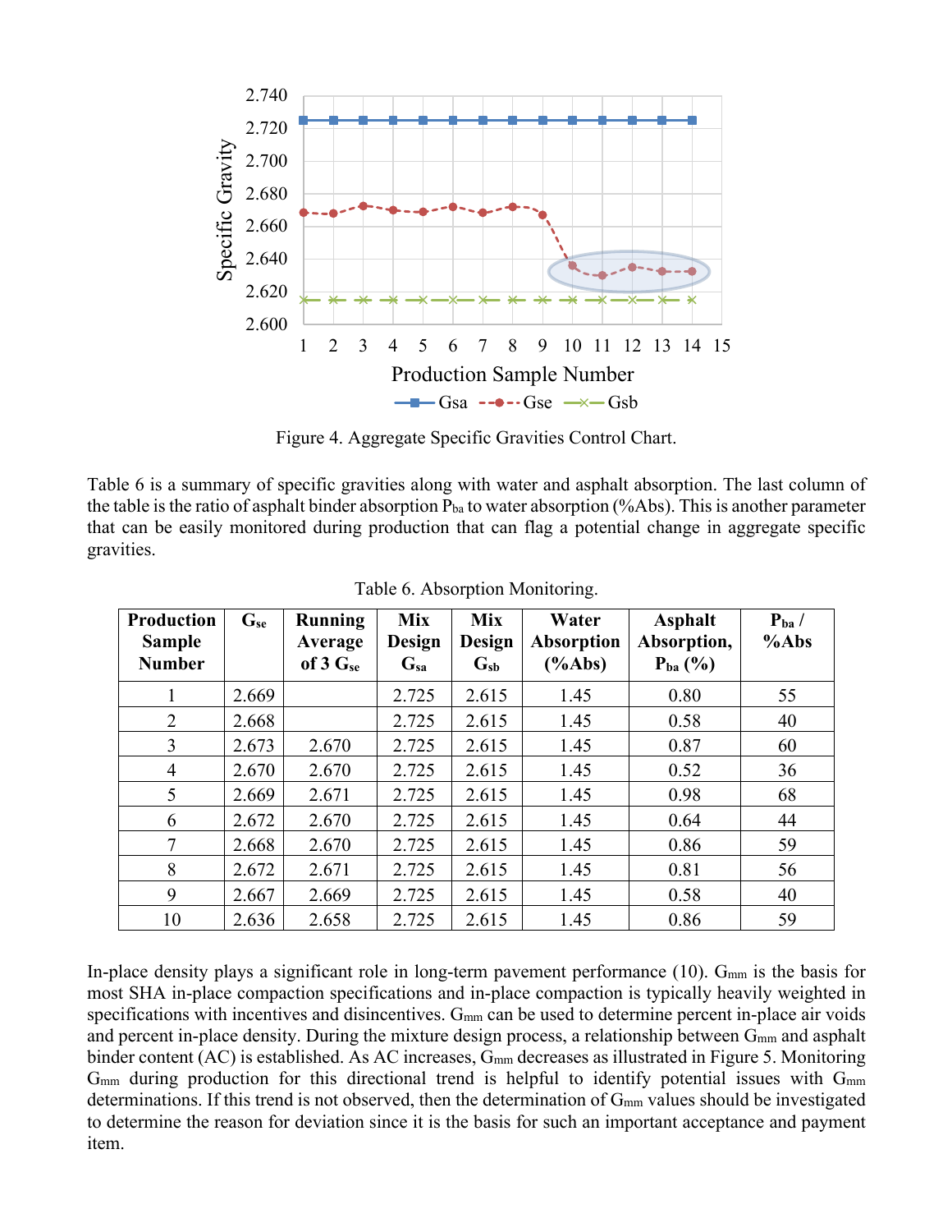Figure 4. Aggregate Specific Gravities Control Chart.

Table 6 is a summary of specific gravities along with water and asphalt absorption. The last column of the table is the ratio of asphalt binder absorption $P_{ba}$ to water absorption (%Abs). This is another parameter that can be easily monitored during production that can flag a potential change in aggregate specific gravities.

Table 6. Absorption Monitoring.

| Production Sample Number | $G_{se}$ | Running Average of 3 $G_{se}$ | Mix Design $G_{sa}$ | Mix Design $G_{sb}$ | Water Absorption (%Abs) | Asphalt Absorption, $P_{ba}$ (%) | $P_{ba}$ / %Abs |
|---|---|---|---|---|---|---|---|
| 1 | 2.669 | | 2.725 | 2.615 | 1.45 | 0.80 | 55 |
| 2 | 2.668 | | 2.725 | 2.615 | 1.45 | 0.58 | 40 |
| 3 | 2.673 | 2.670 | 2.725 | 2.615 | 1.45 | 0.87 | 60 |
| 4 | 2.670 | 2.670 | 2.725 | 2.615 | 1.45 | 0.52 | 36 |
| 5 | 2.669 | 2.671 | 2.725 | 2.615 | 1.45 | 0.98 | 68 |
| 6 | 2.672 | 2.670 | 2.725 | 2.615 | 1.45 | 0.64 | 44 |
| 7 | 2.668 | 2.670 | 2.725 | 2.615 | 1.45 | 0.86 | 59 |
| 8 | 2.672 | 2.671 | 2.725 | 2.615 | 1.45 | 0.81 | 56 |
| 9 | 2.667 | 2.669 | 2.725 | 2.615 | 1.45 | 0.58 | 40 |
| 10 | 2.636 | 2.658 | 2.725 | 2.615 | 1.45 | 0.86 | 59 |

In-place density plays a significant role in long-term pavement performance (10). $G_{mm}$ is the basis for most SHA in-place compaction specifications and in-place compaction is typically heavily weighted in specifications with incentives and disincentives. $G_{mm}$ can be used to determine percent in-place air voids and percent in-place density. During the mixture design process, a relationship between $G_{mm}$ and asphalt binder content (AC) is established. As AC increases, $G_{mm}$ decreases as illustrated in Figure 5. Monitoring $G_{mm}$ during production for this directional trend is helpful to identify potential issues with $G_{mm}$ determinations. If this trend is not observed, then the determination of $G_{mm}$ values should be investigated to determine the reason for deviation since it is the basis for such an important acceptance and payment item.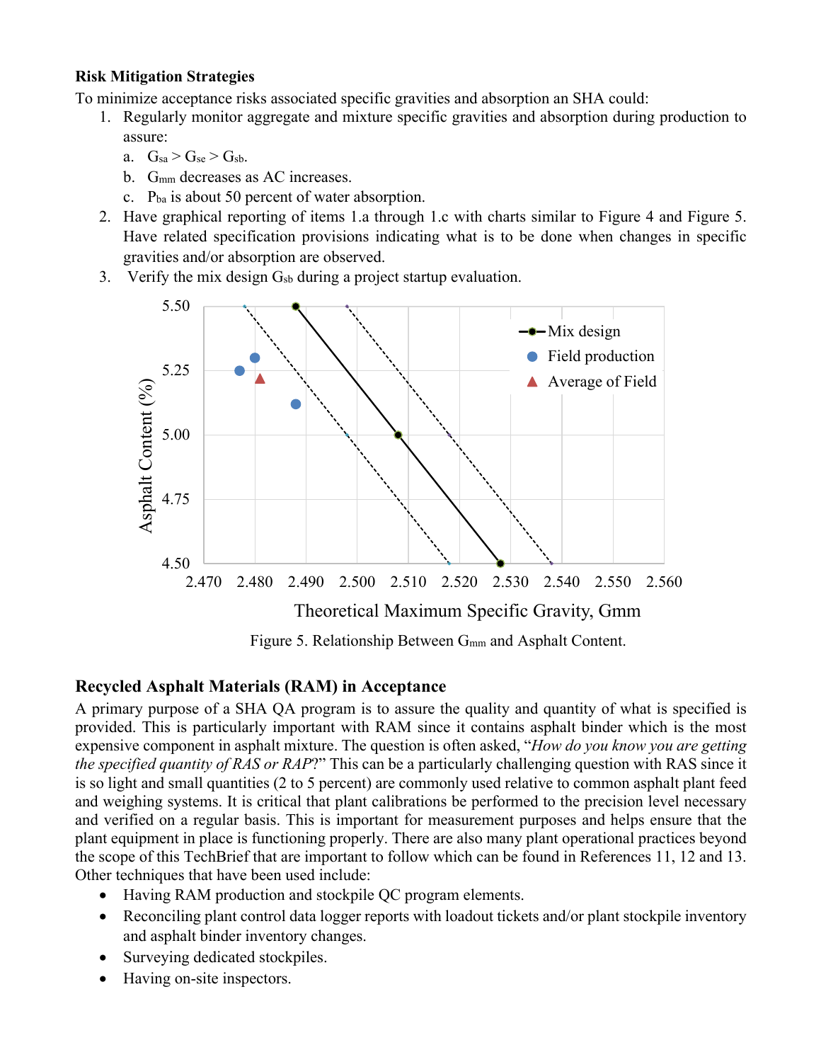### Risk Mitigation Strategies

To minimize acceptance risks associated specific gravities and absorption an SHA could:

1. Regularly monitor aggregate and mixture specific gravities and absorption during production to assure:
   a. $G_{sa} > G_{se} > G_{sb}$.
   b. $G_{mm}$ decreases as AC increases.
   c. $P_{ba}$ is about 50 percent of water absorption.
2. Have graphical reporting of items 1.a through 1.c with charts similar to Figure 4 and Figure 5. Have related specification provisions indicating what is to be done when changes in specific gravities and/or absorption are observed.
3. Verify the mix design $G_{sb}$ during a project startup evaluation.

Figure 5. Relationship Between $G_{mm}$ and Asphalt Content.

### Recycled Asphalt Materials (RAM) in Acceptance

A primary purpose of a SHA QA program is to assure the quality and quantity of what is specified is provided. This is particularly important with RAM since it contains asphalt binder which is the most expensive component in asphalt mixture. The question is often asked, "*How do you know you are getting the specified quantity of RAS or RAP*?" This can be a particularly challenging question with RAS since it is so light and small quantities (2 to 5 percent) are commonly used relative to common asphalt plant feed and weighing systems. It is critical that plant calibrations be performed to the precision level necessary and verified on a regular basis. This is important for measurement purposes and helps ensure that the plant equipment in place is functioning properly. There are also many plant operational practices beyond the scope of this TechBrief that are important to follow which can be found in References 11, 12 and 13. Other techniques that have been used include:

- Having RAM production and stockpile QC program elements.
- Reconciling plant control data logger reports with loadout tickets and/or plant stockpile inventory and asphalt binder inventory changes.
- Surveying dedicated stockpiles.
- Having on-site inspectors.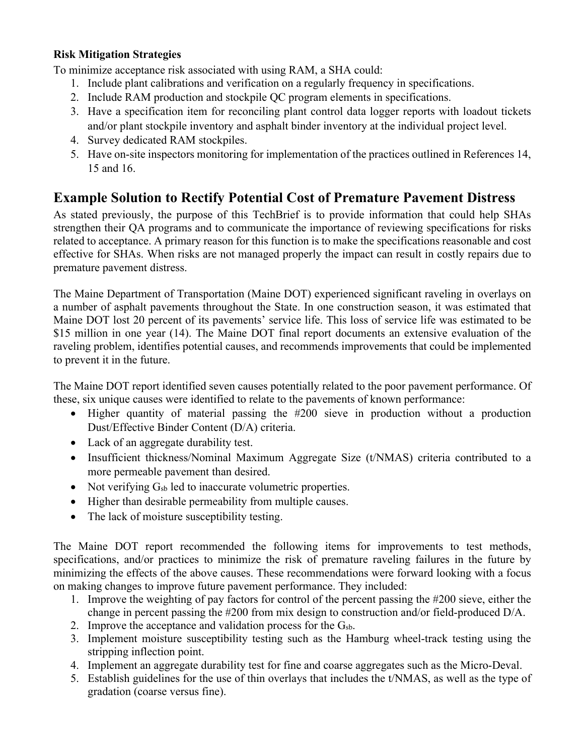**Risk Mitigation Strategies**

To minimize acceptance risk associated with using RAM, a SHA could:

1. Include plant calibrations and verification on a regularly frequency in specifications.
2. Include RAM production and stockpile QC program elements in specifications.
3. Have a specification item for reconciling plant control data logger reports with loadout tickets and/or plant stockpile inventory and asphalt binder inventory at the individual project level.
4. Survey dedicated RAM stockpiles.
5. Have on-site inspectors monitoring for implementation of the practices outlined in References 14, 15 and 16.

## Example Solution to Rectify Potential Cost of Premature Pavement Distress

As stated previously, the purpose of this TechBrief is to provide information that could help SHAs strengthen their QA programs and to communicate the importance of reviewing specifications for risks related to acceptance. A primary reason for this function is to make the specifications reasonable and cost effective for SHAs. When risks are not managed properly the impact can result in costly repairs due to premature pavement distress.

The Maine Department of Transportation (Maine DOT) experienced significant raveling in overlays on a number of asphalt pavements throughout the State. In one construction season, it was estimated that Maine DOT lost 20 percent of its pavements' service life. This loss of service life was estimated to be $15 million in one year (14). The Maine DOT final report documents an extensive evaluation of the raveling problem, identifies potential causes, and recommends improvements that could be implemented to prevent it in the future.

The Maine DOT report identified seven causes potentially related to the poor pavement performance. Of these, six unique causes were identified to relate to the pavements of known performance:

- Higher quantity of material passing the #200 sieve in production without a production Dust/Effective Binder Content (D/A) criteria.
- Lack of an aggregate durability test.
- Insufficient thickness/Nominal Maximum Aggregate Size (t/NMAS) criteria contributed to a more permeable pavement than desired.
- Not verifying $G_{sb}$ led to inaccurate volumetric properties.
- Higher than desirable permeability from multiple causes.
- The lack of moisture susceptibility testing.

The Maine DOT report recommended the following items for improvements to test methods, specifications, and/or practices to minimize the risk of premature raveling failures in the future by minimizing the effects of the above causes. These recommendations were forward looking with a focus on making changes to improve future pavement performance. They included:

1. Improve the weighting of pay factors for control of the percent passing the #200 sieve, either the change in percent passing the #200 from mix design to construction and/or field-produced D/A.
2. Improve the acceptance and validation process for the $G_{sb}$.
3. Implement moisture susceptibility testing such as the Hamburg wheel-track testing using the stripping inflection point.
4. Implement an aggregate durability test for fine and coarse aggregates such as the Micro-Deval.
5. Establish guidelines for the use of thin overlays that includes the t/NMAS, as well as the type of gradation (coarse versus fine).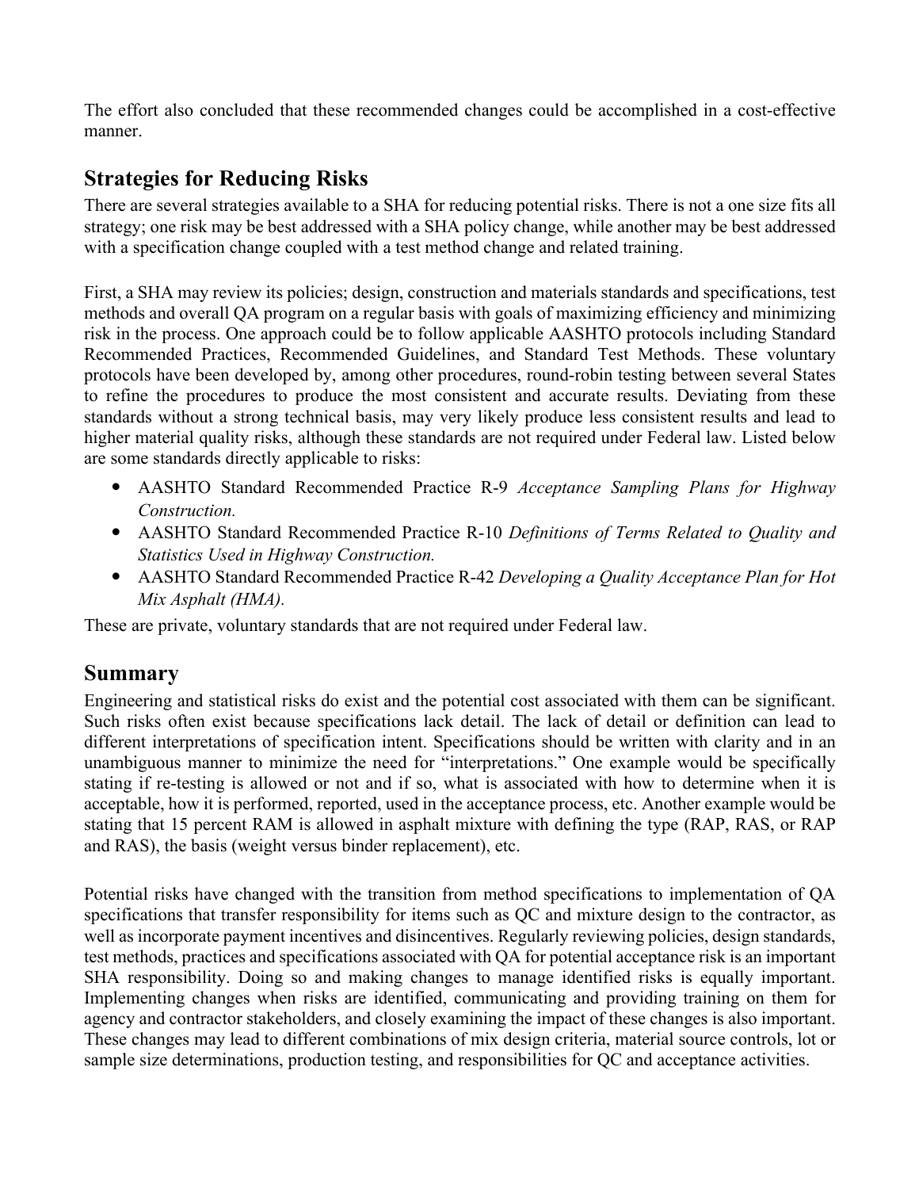The effort also concluded that these recommended changes could be accomplished in a cost-effective manner.

## Strategies for Reducing Risks

There are several strategies available to a SHA for reducing potential risks. There is not a one size fits all strategy; one risk may be best addressed with a SHA policy change, while another may be best addressed with a specification change coupled with a test method change and related training.

First, a SHA may review its policies; design, construction and materials standards and specifications, test methods and overall QA program on a regular basis with goals of maximizing efficiency and minimizing risk in the process. One approach could be to follow applicable AASHTO protocols including Standard Recommended Practices, Recommended Guidelines, and Standard Test Methods. These voluntary protocols have been developed by, among other procedures, round-robin testing between several States to refine the procedures to produce the most consistent and accurate results. Deviating from these standards without a strong technical basis, may very likely produce less consistent results and lead to higher material quality risks, although these standards are not required under Federal law. Listed below are some standards directly applicable to risks:

- AASHTO Standard Recommended Practice R-9 *Acceptance Sampling Plans for Highway Construction.*
- AASHTO Standard Recommended Practice R-10 *Definitions of Terms Related to Quality and Statistics Used in Highway Construction.*
- AASHTO Standard Recommended Practice R-42 *Developing a Quality Acceptance Plan for Hot Mix Asphalt (HMA).*

These are private, voluntary standards that are not required under Federal law.

## Summary

Engineering and statistical risks do exist and the potential cost associated with them can be significant. Such risks often exist because specifications lack detail. The lack of detail or definition can lead to different interpretations of specification intent. Specifications should be written with clarity and in an unambiguous manner to minimize the need for "interpretations." One example would be specifically stating if re-testing is allowed or not and if so, what is associated with how to determine when it is acceptable, how it is performed, reported, used in the acceptance process, etc. Another example would be stating that 15 percent RAM is allowed in asphalt mixture with defining the type (RAP, RAS, or RAP and RAS), the basis (weight versus binder replacement), etc.

Potential risks have changed with the transition from method specifications to implementation of QA specifications that transfer responsibility for items such as QC and mixture design to the contractor, as well as incorporate payment incentives and disincentives. Regularly reviewing policies, design standards, test methods, practices and specifications associated with QA for potential acceptance risk is an important SHA responsibility. Doing so and making changes to manage identified risks is equally important. Implementing changes when risks are identified, communicating and providing training on them for agency and contractor stakeholders, and closely examining the impact of these changes is also important. These changes may lead to different combinations of mix design criteria, material source controls, lot or sample size determinations, production testing, and responsibilities for QC and acceptance activities.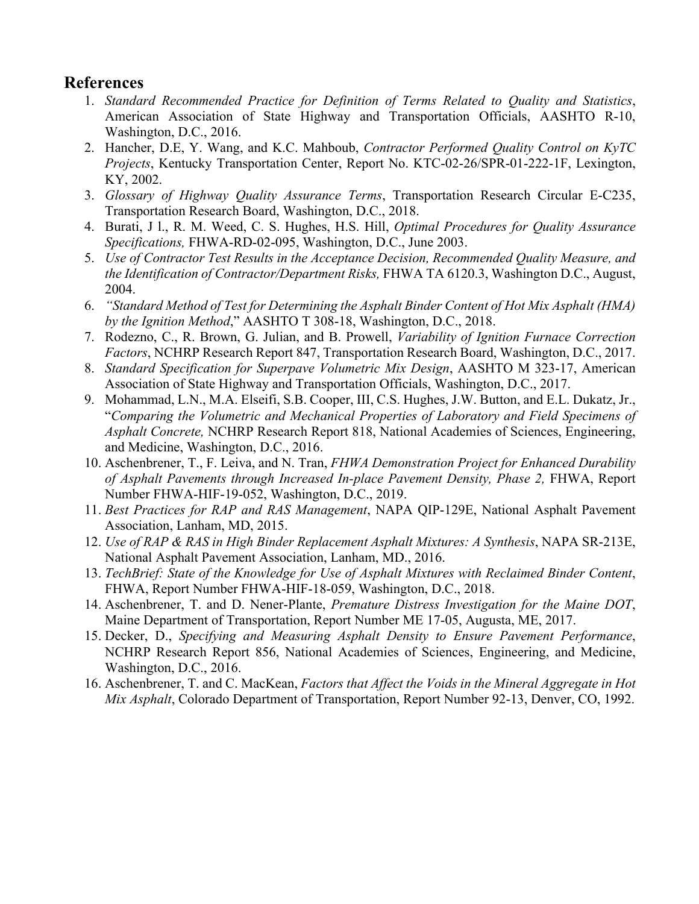## References

1. *Standard Recommended Practice for Definition of Terms Related to Quality and Statistics*, American Association of State Highway and Transportation Officials, AASHTO R-10, Washington, D.C., 2016.
2. Hancher, D.E, Y. Wang, and K.C. Mahboub, *Contractor Performed Quality Control on KyTC Projects*, Kentucky Transportation Center, Report No. KTC-02-26/SPR-01-222-1F, Lexington, KY, 2002.
3. *Glossary of Highway Quality Assurance Terms*, Transportation Research Circular E-C235, Transportation Research Board, Washington, D.C., 2018.
4. Burati, J l., R. M. Weed, C. S. Hughes, H.S. Hill, *Optimal Procedures for Quality Assurance Specifications,* FHWA-RD-02-095, Washington, D.C., June 2003.
5. *Use of Contractor Test Results in the Acceptance Decision, Recommended Quality Measure, and the Identification of Contractor/Department Risks,* FHWA TA 6120.3, Washington D.C., August, 2004.
6. *"Standard Method of Test for Determining the Asphalt Binder Content of Hot Mix Asphalt (HMA) by the Ignition Method*," AASHTO T 308-18, Washington, D.C., 2018.
7. Rodezno, C., R. Brown, G. Julian, and B. Prowell, *Variability of Ignition Furnace Correction Factors*, NCHRP Research Report 847, Transportation Research Board, Washington, D.C., 2017.
8. *Standard Specification for Superpave Volumetric Mix Design*, AASHTO M 323-17, American Association of State Highway and Transportation Officials, Washington, D.C., 2017.
9. Mohammad, L.N., M.A. Elseifi, S.B. Cooper, III, C.S. Hughes, J.W. Button, and E.L. Dukatz, Jr., "*Comparing the Volumetric and Mechanical Properties of Laboratory and Field Specimens of Asphalt Concrete,* NCHRP Research Report 818, National Academies of Sciences, Engineering, and Medicine, Washington, D.C., 2016.
10. Aschenbrener, T., F. Leiva, and N. Tran, *FHWA Demonstration Project for Enhanced Durability of Asphalt Pavements through Increased In-place Pavement Density, Phase 2,* FHWA, Report Number FHWA-HIF-19-052, Washington, D.C., 2019.
11. *Best Practices for RAP and RAS Management*, NAPA QIP-129E, National Asphalt Pavement Association, Lanham, MD, 2015.
12. *Use of RAP & RAS in High Binder Replacement Asphalt Mixtures: A Synthesis*, NAPA SR-213E, National Asphalt Pavement Association, Lanham, MD., 2016.
13. *TechBrief: State of the Knowledge for Use of Asphalt Mixtures with Reclaimed Binder Content*, FHWA, Report Number FHWA-HIF-18-059, Washington, D.C., 2018.
14. Aschenbrener, T. and D. Nener-Plante, *Premature Distress Investigation for the Maine DOT*, Maine Department of Transportation, Report Number ME 17-05, Augusta, ME, 2017.
15. Decker, D., *Specifying and Measuring Asphalt Density to Ensure Pavement Performance*, NCHRP Research Report 856, National Academies of Sciences, Engineering, and Medicine, Washington, D.C., 2016.
16. Aschenbrener, T. and C. MacKean, *Factors that Affect the Voids in the Mineral Aggregate in Hot Mix Asphalt*, Colorado Department of Transportation, Report Number 92-13, Denver, CO, 1992.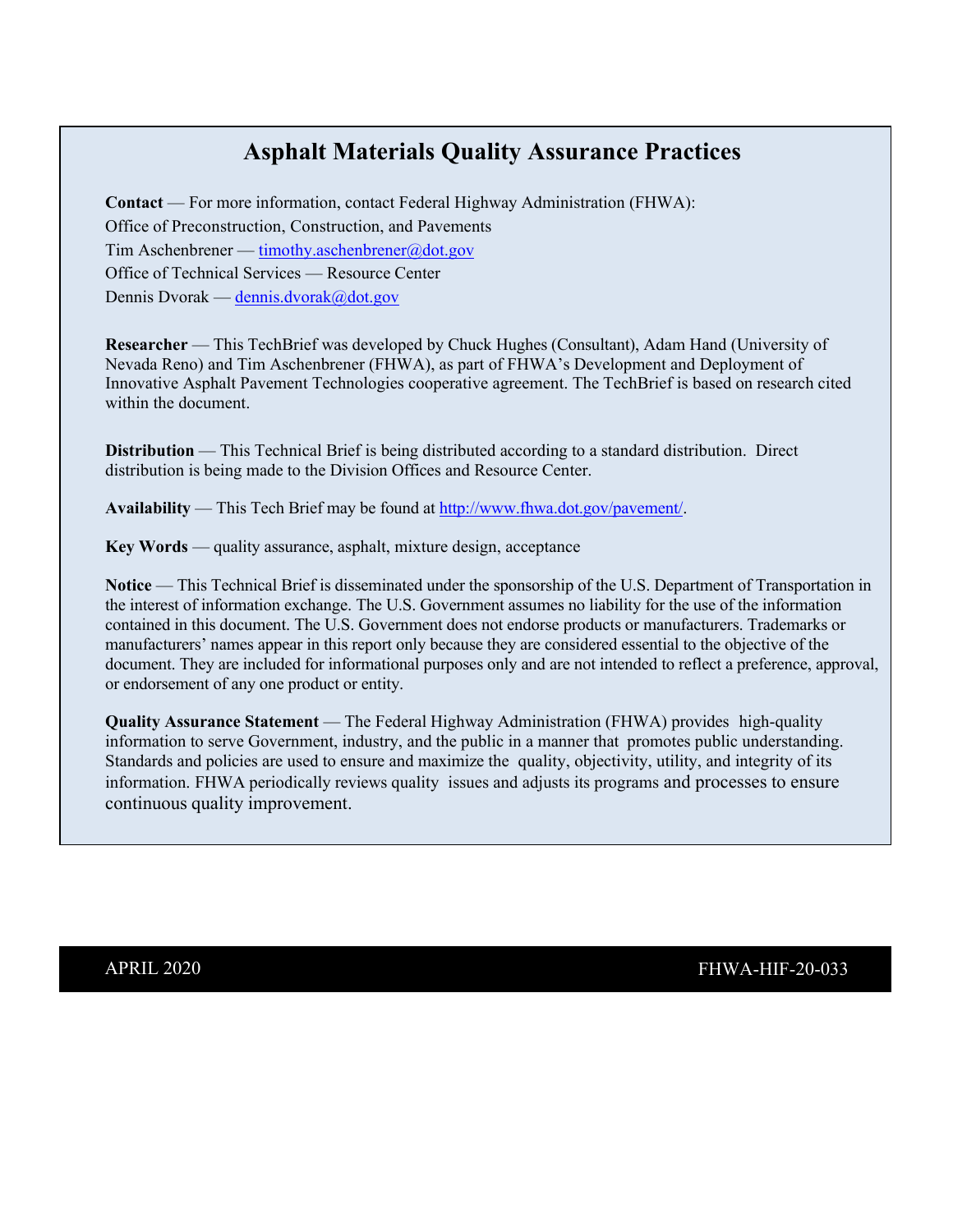# Asphalt Materials Quality Assurance Practices

**Contact** — For more information, contact Federal Highway Administration (FHWA):
Office of Preconstruction, Construction, and Pavements
Tim Aschenbrener — timothy.aschenbrener@dot.gov
Office of Technical Services — Resource Center
Dennis Dvorak — dennis.dvorak@dot.gov

**Researcher** — This TechBrief was developed by Chuck Hughes (Consultant), Adam Hand (University of Nevada Reno) and Tim Aschenbrener (FHWA), as part of FHWA's Development and Deployment of Innovative Asphalt Pavement Technologies cooperative agreement. The TechBrief is based on research cited within the document.

**Distribution** — This Technical Brief is being distributed according to a standard distribution. Direct distribution is being made to the Division Offices and Resource Center.

**Availability** — This Tech Brief may be found at http://www.fhwa.dot.gov/pavement/.

**Key Words** — quality assurance, asphalt, mixture design, acceptance

**Notice** — This Technical Brief is disseminated under the sponsorship of the U.S. Department of Transportation in the interest of information exchange. The U.S. Government assumes no liability for the use of the information contained in this document. The U.S. Government does not endorse products or manufacturers. Trademarks or manufacturers' names appear in this report only because they are considered essential to the objective of the document. They are included for informational purposes only and are not intended to reflect a preference, approval, or endorsement of any one product or entity.

**Quality Assurance Statement** — The Federal Highway Administration (FHWA) provides high-quality information to serve Government, industry, and the public in a manner that promotes public understanding. Standards and policies are used to ensure and maximize the quality, objectivity, utility, and integrity of its information. FHWA periodically reviews quality issues and adjusts its programs and processes to ensure continuous quality improvement.

APRIL 2020 FHWA-HIF-20-033